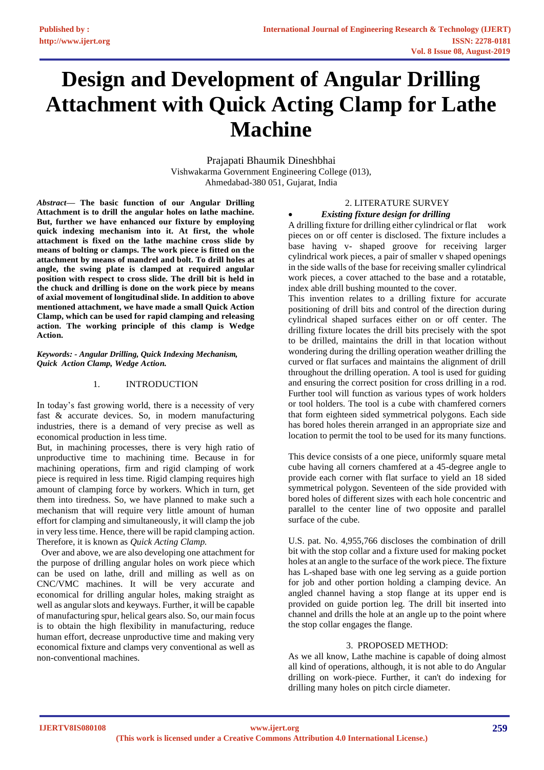# Design and Development of Angular Drilling Attachment with Quick Acting Clamp for Lathe Machine

Prajapati Bhaumik Dineshbhai
Vishwakarma Government Engineering College (013),
Ahmedabad-380 051, Gujarat, India

***Abstract*—** **The basic function of our Angular Drilling Attachment is to drill the angular holes on lathe machine. But, further we have enhanced our fixture by employing quick indexing mechanism into it. At first, the whole attachment is fixed on the lathe machine cross slide by means of bolting or clamps. The work piece is fitted on the attachment by means of mandrel and bolt. To drill holes at angle, the swing plate is clamped at required angular position with respect to cross slide. The drill bit is held in the chuck and drilling is done on the work piece by means of axial movement of longitudinal slide. In addition to above mentioned attachment, we have made a small Quick Action Clamp, which can be used for rapid clamping and releasing action. The working principle of this clamp is Wedge Action.**

***Keywords: - Angular Drilling, Quick Indexing Mechanism, Quick Action Clamp, Wedge Action.***

## 1. INTRODUCTION

In today's fast growing world, there is a necessity of very fast & accurate devices. So, in modern manufacturing industries, there is a demand of very precise as well as economical production in less time.

But, in machining processes, there is very high ratio of unproductive time to machining time. Because in for machining operations, firm and rigid clamping of work piece is required in less time. Rigid clamping requires high amount of clamping force by workers. Which in turn, get them into tiredness. So, we have planned to make such a mechanism that will require very little amount of human effort for clamping and simultaneously, it will clamp the job in very less time. Hence, there will be rapid clamping action. Therefore, it is known as *Quick Acting Clamp.*

Over and above, we are also developing one attachment for the purpose of drilling angular holes on work piece which can be used on lathe, drill and milling as well as on CNC/VMC machines. It will be very accurate and economical for drilling angular holes, making straight as well as angular slots and keyways. Further, it will be capable of manufacturing spur, helical gears also. So, our main focus is to obtain the high flexibility in manufacturing, reduce human effort, decrease unproductive time and making very economical fixture and clamps very conventional as well as non-conventional machines.

## 2. LITERATURE SURVEY

- ***Existing fixture design for drilling***

A drilling fixture for drilling either cylindrical or flat work pieces on or off center is disclosed. The fixture includes a base having v- shaped groove for receiving larger cylindrical work pieces, a pair of smaller v shaped openings in the side walls of the base for receiving smaller cylindrical work pieces, a cover attached to the base and a rotatable, index able drill bushing mounted to the cover.

This invention relates to a drilling fixture for accurate positioning of drill bits and control of the direction during cylindrical shaped surfaces either on or off center. The drilling fixture locates the drill bits precisely with the spot to be drilled, maintains the drill in that location without wondering during the drilling operation weather drilling the curved or flat surfaces and maintains the alignment of drill throughout the drilling operation. A tool is used for guiding and ensuring the correct position for cross drilling in a rod. Further tool will function as various types of work holders or tool holders. The tool is a cube with chamfered corners that form eighteen sided symmetrical polygons. Each side has bored holes therein arranged in an appropriate size and location to permit the tool to be used for its many functions.

This device consists of a one piece, uniformly square metal cube having all corners chamfered at a 45-degree angle to provide each corner with flat surface to yield an 18 sided symmetrical polygon. Seventeen of the side provided with bored holes of different sizes with each hole concentric and parallel to the center line of two opposite and parallel surface of the cube.

U.S. pat. No. 4,955,766 discloses the combination of drill bit with the stop collar and a fixture used for making pocket holes at an angle to the surface of the work piece. The fixture has L-shaped base with one leg serving as a guide portion for job and other portion holding a clamping device. An angled channel having a stop flange at its upper end is provided on guide portion leg. The drill bit inserted into channel and drills the hole at an angle up to the point where the stop collar engages the flange.

## 3. PROPOSED METHOD:

As we all know, Lathe machine is capable of doing almost all kind of operations, although, it is not able to do Angular drilling on work-piece. Further, it can't do indexing for drilling many holes on pitch circle diameter.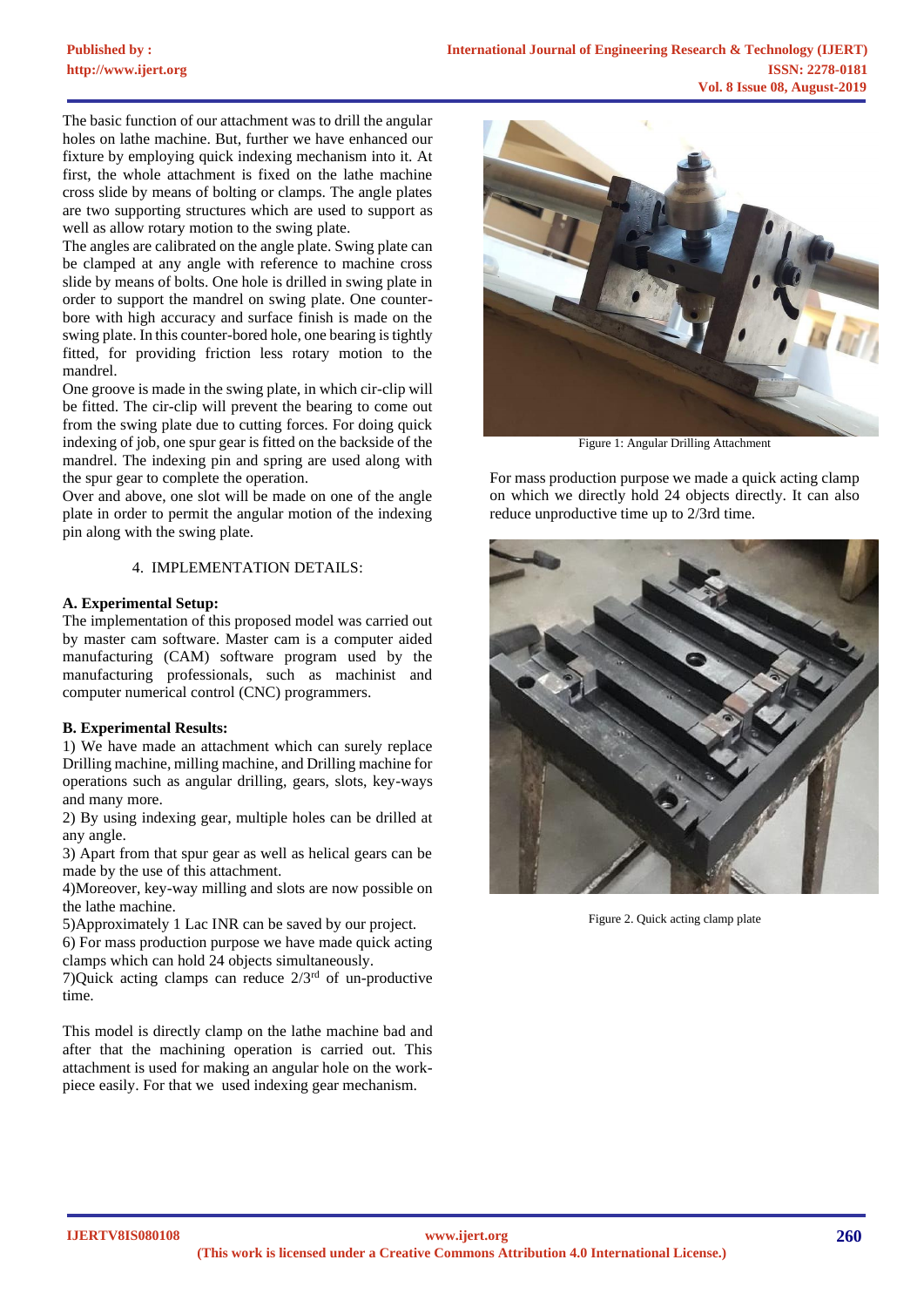The basic function of our attachment was to drill the angular holes on lathe machine. But, further we have enhanced our fixture by employing quick indexing mechanism into it. At first, the whole attachment is fixed on the lathe machine cross slide by means of bolting or clamps. The angle plates are two supporting structures which are used to support as well as allow rotary motion to the swing plate.

The angles are calibrated on the angle plate. Swing plate can be clamped at any angle with reference to machine cross slide by means of bolts. One hole is drilled in swing plate in order to support the mandrel on swing plate. One counter-bore with high accuracy and surface finish is made on the swing plate. In this counter-bored hole, one bearing is tightly fitted, for providing friction less rotary motion to the mandrel.

One groove is made in the swing plate, in which cir-clip will be fitted. The cir-clip will prevent the bearing to come out from the swing plate due to cutting forces. For doing quick indexing of job, one spur gear is fitted on the backside of the mandrel. The indexing pin and spring are used along with the spur gear to complete the operation.

Over and above, one slot will be made on one of the angle plate in order to permit the angular motion of the indexing pin along with the swing plate.

## 4. IMPLEMENTATION DETAILS:

### A. Experimental Setup:

The implementation of this proposed model was carried out by master cam software. Master cam is a computer aided manufacturing (CAM) software program used by the manufacturing professionals, such as machinist and computer numerical control (CNC) programmers.

### B. Experimental Results:

1) We have made an attachment which can surely replace Drilling machine, milling machine, and Drilling machine for operations such as angular drilling, gears, slots, key-ways and many more.

2) By using indexing gear, multiple holes can be drilled at any angle.

3) Apart from that spur gear as well as helical gears can be made by the use of this attachment.

4)Moreover, key-way milling and slots are now possible on the lathe machine.

5)Approximately 1 Lac INR can be saved by our project.

6) For mass production purpose we have made quick acting clamps which can hold 24 objects simultaneously.

7)Quick acting clamps can reduce 2/3rd of un-productive time.

This model is directly clamp on the lathe machine bad and after that the machining operation is carried out. This attachment is used for making an angular hole on the work-piece easily. For that we used indexing gear mechanism.

Figure 1: Angular Drilling Attachment

For mass production purpose we made a quick acting clamp on which we directly hold 24 objects directly. It can also reduce unproductive time up to 2/3rd time.

Figure 2. Quick acting clamp plate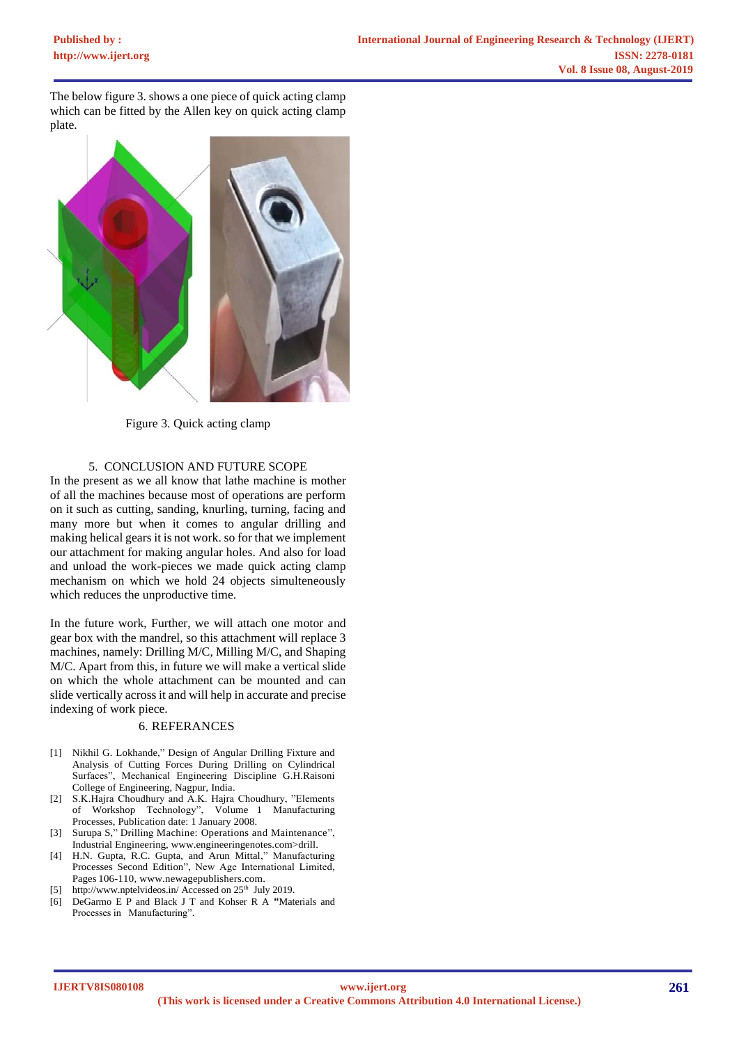The below figure 3. shows a one piece of quick acting clamp which can be fitted by the Allen key on quick acting clamp plate.

Figure 3. Quick acting clamp

## 5. CONCLUSION AND FUTURE SCOPE

In the present as we all know that lathe machine is mother of all the machines because most of operations are perform on it such as cutting, sanding, knurling, turning, facing and many more but when it comes to angular drilling and making helical gears it is not work. so for that we implement our attachment for making angular holes. And also for load and unload the work-pieces we made quick acting clamp mechanism on which we hold 24 objects simulteneously which reduces the unproductive time.

In the future work, Further, we will attach one motor and gear box with the mandrel, so this attachment will replace 3 machines, namely: Drilling M/C, Milling M/C, and Shaping M/C. Apart from this, in future we will make a vertical slide on which the whole attachment can be mounted and can slide vertically across it and will help in accurate and precise indexing of work piece.

## 6. REFERANCES

[1] Nikhil G. Lokhande," Design of Angular Drilling Fixture and Analysis of Cutting Forces During Drilling on Cylindrical Surfaces", Mechanical Engineering Discipline G.H.Raisoni College of Engineering, Nagpur, India.

[2] S.K.Hajra Choudhury and A.K. Hajra Choudhury, "Elements of Workshop Technology", Volume 1 Manufacturing Processes, Publication date: 1 January 2008.

[3] Surupa S," Drilling Machine: Operations and Maintenance", Industrial Engineering, www.engineeringenotes.com>drill.

[4] H.N. Gupta, R.C. Gupta, and Arun Mittal," Manufacturing Processes Second Edition", New Age International Limited, Pages 106-110, www.newagepublishers.com.

[5] http://www.nptelvideos.in/ Accessed on 25th July 2019.

[6] DeGarmo E P and Black J T and Kohser R A "Materials and Processes in Manufacturing".